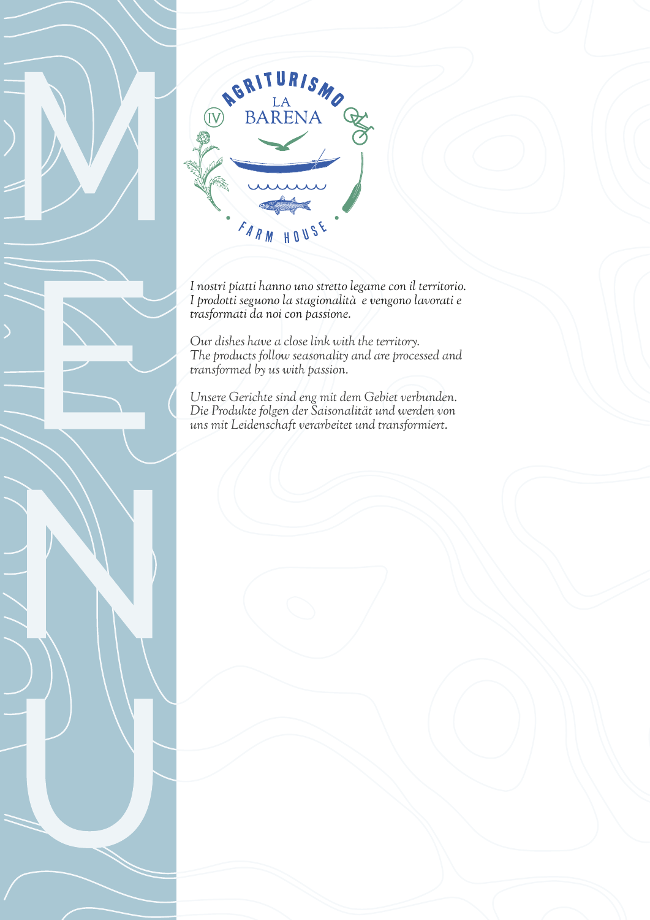# MENU

AGRITURISMO
LA BARENA
FARM HOUSE

*I nostri piatti hanno uno stretto legame con il territorio.*
*I prodotti seguono la stagionalità e vengono lavorati e trasformati da noi con passione.*

*Our dishes have a close link with the territory.*
*The products follow seasonality and are processed and transformed by us with passion.*

*Unsere Gerichte sind eng mit dem Gebiet verbunden.*
*Die Produkte folgen der Saisonalität und werden von uns mit Leidenschaft verarbeitet und transformiert.*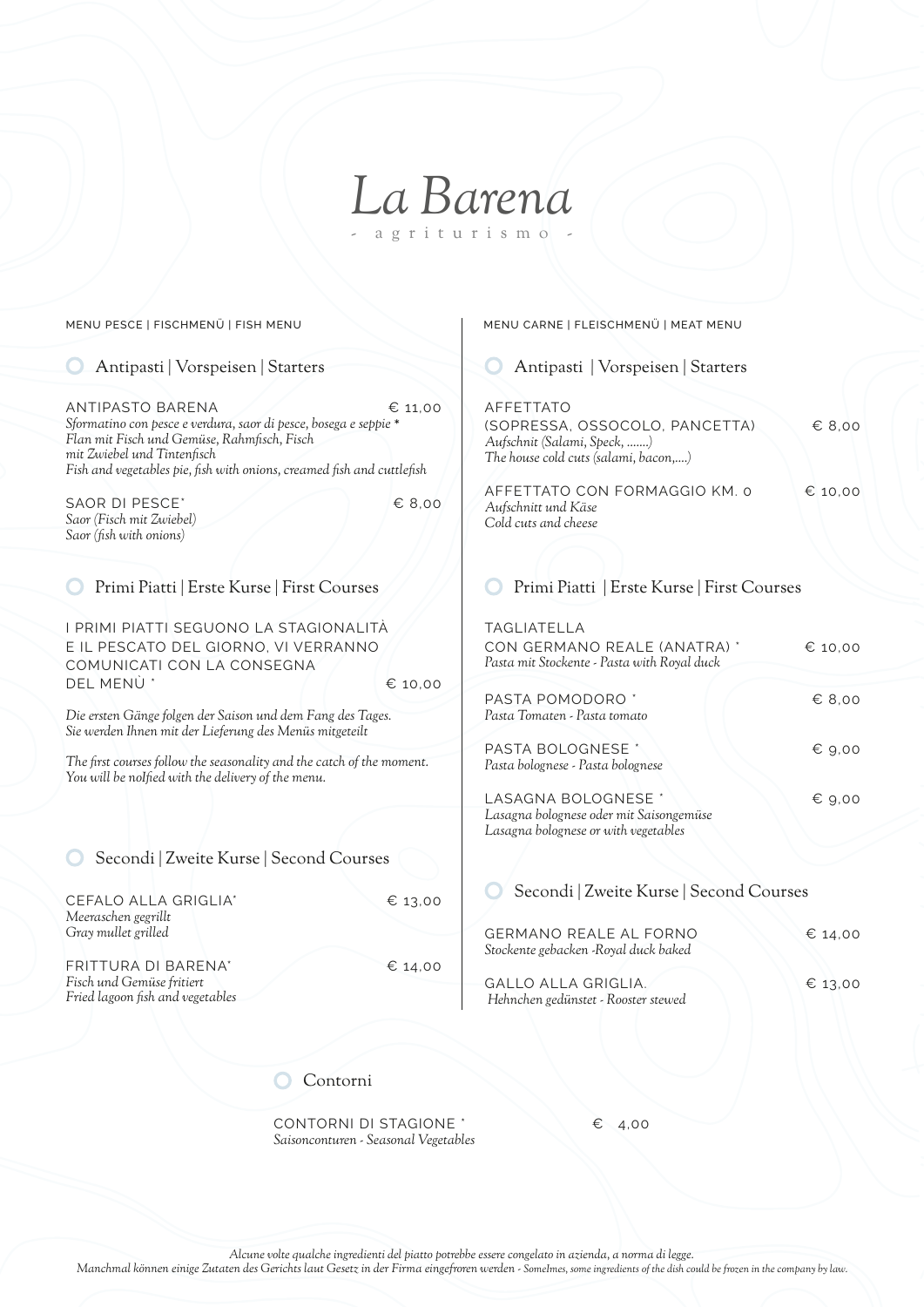# La Barena

- agriturismo -

MENU PESCE | FISCHMENÜ | FISH MENU

## Antipasti | Vorspeisen | Starters

ANTIPASTO BARENA € 11,00
*Sformatino con pesce e verdura, saor di pesce, bosega e seppie \**
*Flan mit Fisch und Gemüse, Rahmfisch, Fisch mit Zwiebel und Tintenfisch*
*Fish and vegetables pie, fish with onions, creamed fish and cuttlefish*

SAOR DI PESCE* € 8,00
*Saor (Fisch mit Zwiebel)*
*Saor (fish with onions)*

## Primi Piatti | Erste Kurse | First Courses

I PRIMI PIATTI SEGUONO LA STAGIONALITÀ E IL PESCATO DEL GIORNO, VI VERRANNO COMUNICATI CON LA CONSEGNA DEL MENÙ * € 10,00

*Die ersten Gänge folgen der Saison und dem Fang des Tages. Sie werden Ihnen mit der Lieferung des Menüs mitgeteilt*

*The first courses follow the seasonality and the catch of the moment. You will be nolfied with the delivery of the menu.*

## Secondi | Zweite Kurse | Second Courses

CEFALO ALLA GRIGLIA* € 13,00
*Meeraschen gegrillt*
*Gray mullet grilled*

FRITTURA DI BARENA* € 14,00
*Fisch und Gemüse fritiert*
*Fried lagoon fish and vegetables*

MENU CARNE | FLEISCHMENÜ | MEAT MENU

## Antipasti | Vorspeisen | Starters

AFFETTATO (SOPRESSA, OSSOCOLO, PANCETTA) € 8,00
*Aufschnit (Salami, Speck, .......)*
*The house cold cuts (salami, bacon,....)*

AFFETTATO CON FORMAGGIO KM. 0 € 10,00
*Aufschnitt und Käse*
*Cold cuts and cheese*

## Primi Piatti | Erste Kurse | First Courses

TAGLIATELLA CON GERMANO REALE (ANATRA) * € 10,00
*Pasta mit Stockente - Pasta with Royal duck*

PASTA POMODORO * € 8,00
*Pasta Tomaten - Pasta tomato*

PASTA BOLOGNESE * € 9,00
*Pasta bolognese - Pasta bolognese*

LASAGNA BOLOGNESE * € 9,00
*Lasagna bolognese oder mit Saisongemüse*
*Lasagna bolognese or with vegetables*

## Secondi | Zweite Kurse | Second Courses

GERMANO REALE AL FORNO € 14,00
*Stockente gebacken -Royal duck baked*

GALLO ALLA GRIGLIA. € 13,00
*Hehnchen gedünstet - Rooster stewed*

## Contorni

CONTORNI DI STAGIONE * € 4,00
*Saisonconturen - Seasonal Vegetables*

*Alcune volte qualche ingredienti del piatto potrebbe essere congelato in azienda, a norma di legge.*
*Manchmal können einige Zutaten des Gerichts laut Gesetz in der Firma eingefroren werden - Somelmes, some ingredients of the dish could be frozen in the company by law.*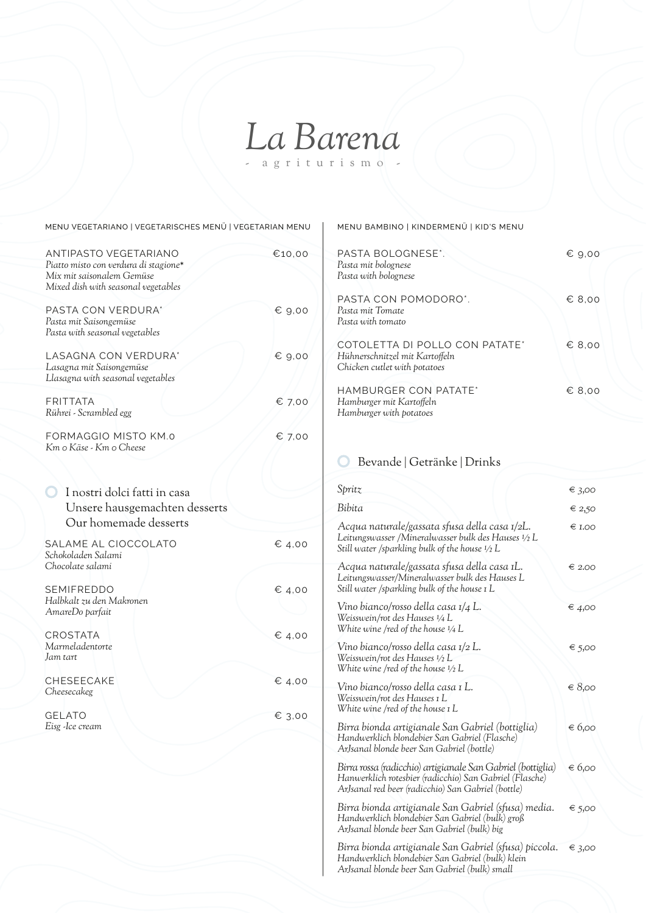# La Barena

- agriturismo -

## MENU VEGETARIANO | VEGETARISCHES MENÜ | VEGETARIAN MENU

**ANTIPASTO VEGETARIANO** — €10,00
*Piatto misto con verdura di stagione**
*Mix mit saisonalem Gemüse*
*Mixed dish with seasonal vegetables*

**PASTA CON VERDURA*** — € 9,00
*Pasta mit Saisongemüse*
*Pasta with seasonal vegetables*

**LASAGNA CON VERDURA*** — € 9,00
*Lasagna mit Saisongemüse*
*Llasagna with seasonal vegetables*

**FRITTATA** — € 7,00
*Rührei - Scrambled egg*

**FORMAGGIO MISTO KM.0** — € 7,00
*Km 0 Käse - Km 0 Cheese*

## I nostri dolci fatti in casa
## Unsere hausgemachten desserts
## Our homemade desserts

**SALAME AL CIOCCOLATO** — € 4,00
*Schokoladen Salami*
*Chocolate salami*

**SEMIFREDDO** — € 4,00
*Halbkalt zu den Makronen*
*AmareDo parfait*

**CROSTATA** — € 4,00
*Marmeladentorte*
*Jam tart*

**CHESEECAKE** — € 4,00
*Cheesecakeg*

**GELATO** — € 3,00
*Eisg -Ice cream*

## MENU BAMBINO | KINDERMENÜ | KID'S MENU

**PASTA BOLOGNESE*.** — € 9,00
*Pasta mit bolognese*
*Pasta with bolognese*

**PASTA CON POMODORO*.** — € 8,00
*Pasta mit Tomate*
*Pasta with tomato*

**COTOLETTA DI POLLO CON PATATE*** — € 8,00
*Hühnerschnitzel mit Kartoffeln*
*Chicken cutlet with potatoes*

**HAMBURGER CON PATATE*** — € 8,00
*Hamburger mit Kartoffeln*
*Hamburger with potatoes*

## Bevande | Getränke | Drinks

*Spritz* — € 3,00

*Bibita* — € 2,50

*Acqua naturale/gassata sfusa della casa 1/2L.* — € 1.00
*Leitungswasser /Mineralwasser bulk des Hauses ½ L*
*Still water /sparkling bulk of the house ½ L*

*Acqua naturale/gassata sfusa della casa 1L.* — € 2.00
*Leitungswasser/Mineralwasser bulk des Hauses L*
*Still water /sparkling bulk of the house 1 L*

*Vino bianco/rosso della casa 1/4 L.* — € 4,00
*Weisswein/rot des Hauses ¼ L*
*White wine /red of the house ¼ L*

*Vino bianco/rosso della casa 1/2 L.* — € 5,00
*Weisswein/rot des Hauses ½ L*
*White wine /red of the house ½ L*

*Vino bianco/rosso della casa 1 L.* — € 8,00
*Weisswein/rot des Hauses 1 L*
*White wine /red of the house 1 L*

*Birra bionda artigianale San Gabriel (bottiglia)* — € 6,00
*Handwerklich blondebier San Gabriel (Flasche)*
*ArJsanal blonde beer San Gabriel (bottle)*

*Birra rossa (radicchio) artigianale San Gabriel (bottiglia)* — € 6,00
*Hanwerklich rotesbier (radicchio) San Gabriel (Flasche)*
*ArJsanal red beer (radicchio) San Gabriel (bottle)*

*Birra bionda artigianale San Gabriel (sfusa) media.* — € 5,00
*Handwerklich blondebier San Gabriel (bulk) groß*
*ArJsanal blonde beer San Gabriel (bulk) big*

*Birra bionda artigianale San Gabriel (sfusa) piccola.* — € 3,00
*Handwerklich blondebier San Gabriel (bulk) klein*
*ArJsanal blonde beer San Gabriel (bulk) small*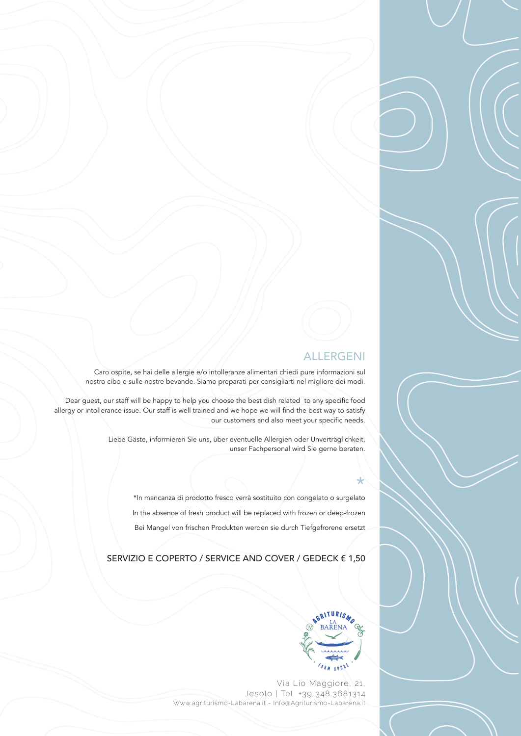## ALLERGENI

Caro ospite, se hai delle allergie e/o intolleranze alimentari chiedi pure informazioni sul nostro cibo e sulle nostre bevande. Siamo preparati per consigliarti nel migliore dei modi.

Dear guest, our staff will be happy to help you choose the best dish related to any specific food allergy or intollerance issue. Our staff is well trained and we hope we will find the best way to satisfy our customers and also meet your specific needs.

Liebe Gäste, informieren Sie uns, über eventuelle Allergien oder Unverträglichkeit, unser Fachpersonal wird Sie gerne beraten.

*

*In mancanza di prodotto fresco verrà sostituito con congelato o surgelato

In the absence of fresh product will be replaced with frozen or deep-frozen

Bei Mangel von frischen Produkten werden sie durch Tiefgefrorene ersetzt

SERVIZIO E COPERTO / SERVICE AND COVER / GEDECK € 1,50

AGRITURISMO LA BARENA FARM HOUSE

Via Lio Maggiore, 21,
Jesolo | Tel. +39 348.3681314
Www.agriturismo-Labarena.it - Info@Agriturismo-Labarena.it